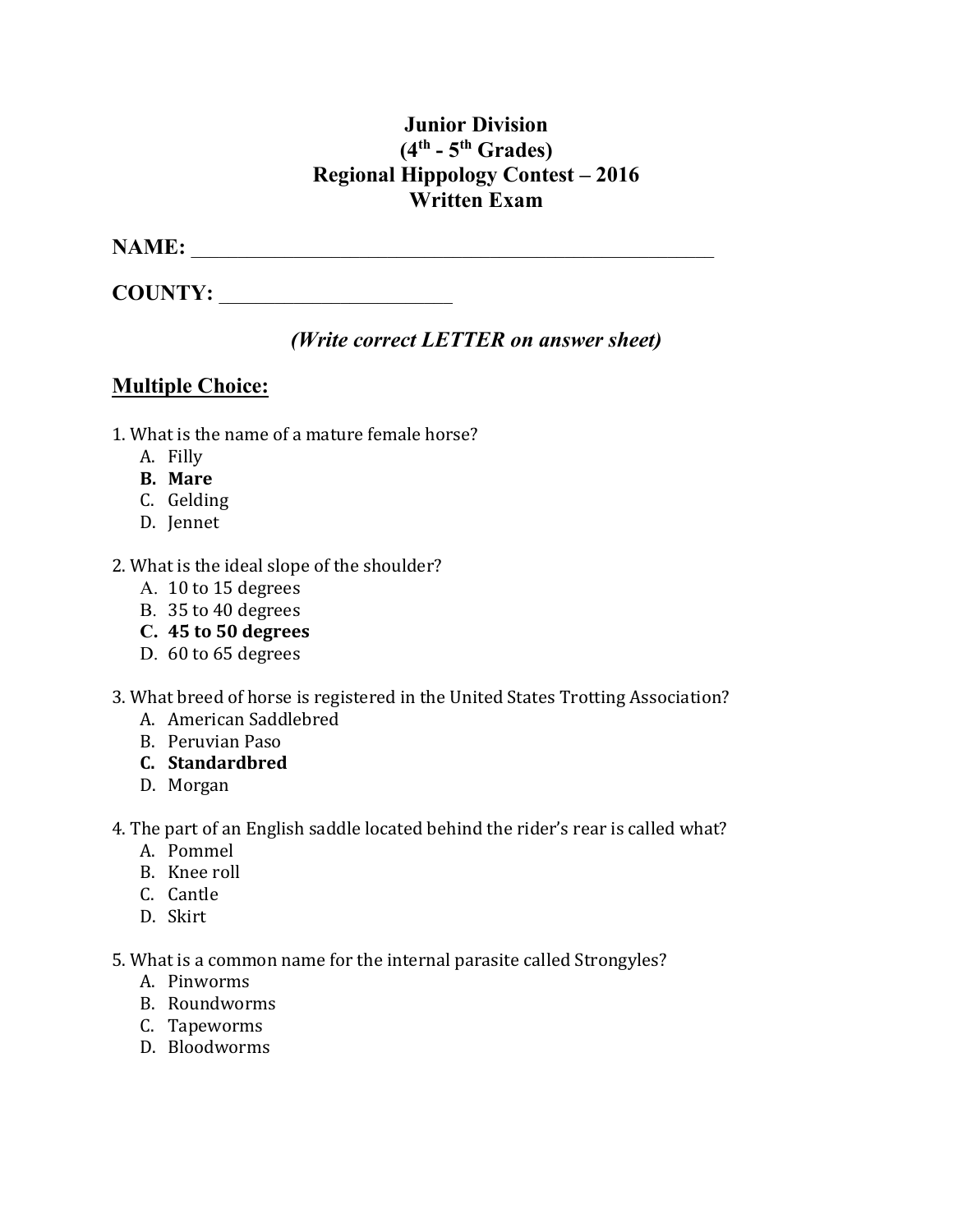# Junior Division
# ($4^{th}$ - $5^{th}$ Grades)
# Regional Hippology Contest – 2016
# Written Exam

**NAME:** ______________________________________________________

**COUNTY:** ________________________

***(Write correct LETTER on answer sheet)***

## Multiple Choice:

1. What is the name of a mature female horse?
   - A. Filly
   - **B. Mare**
   - C. Gelding
   - D. Jennet

2. What is the ideal slope of the shoulder?
   - A. 10 to 15 degrees
   - B. 35 to 40 degrees
   - **C. 45 to 50 degrees**
   - D. 60 to 65 degrees

3. What breed of horse is registered in the United States Trotting Association?
   - A. American Saddlebred
   - B. Peruvian Paso
   - **C. Standardbred**
   - D. Morgan

4. The part of an English saddle located behind the rider's rear is called what?
   - A. Pommel
   - B. Knee roll
   - C. Cantle
   - D. Skirt

5. What is a common name for the internal parasite called Strongyles?
   - A. Pinworms
   - B. Roundworms
   - C. Tapeworms
   - D. Bloodworms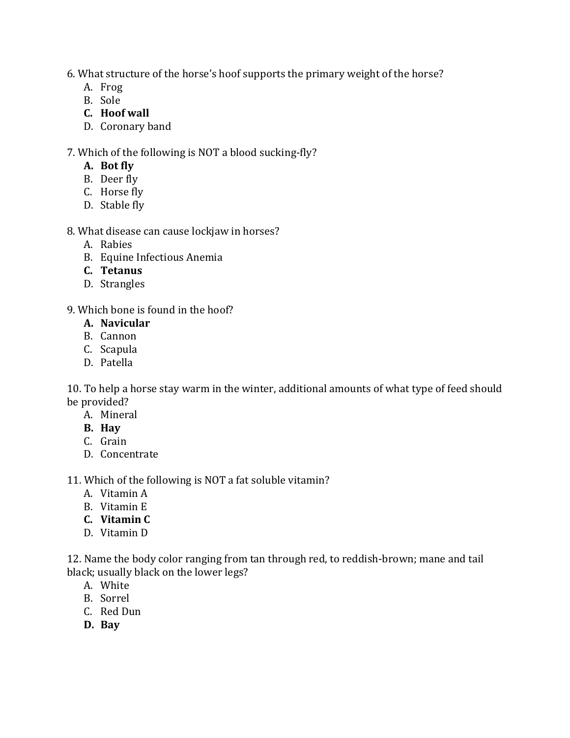6. What structure of the horse's hoof supports the primary weight of the horse?

   A. Frog
   B. Sole
   **C. Hoof wall**
   D. Coronary band

7. Which of the following is NOT a blood sucking-fly?

   **A. Bot fly**
   B. Deer fly
   C. Horse fly
   D. Stable fly

8. What disease can cause lockjaw in horses?

   A. Rabies
   B. Equine Infectious Anemia
   **C. Tetanus**
   D. Strangles

9. Which bone is found in the hoof?

   **A. Navicular**
   B. Cannon
   C. Scapula
   D. Patella

10. To help a horse stay warm in the winter, additional amounts of what type of feed should be provided?

    A. Mineral
    **B. Hay**
    C. Grain
    D. Concentrate

11. Which of the following is NOT a fat soluble vitamin?

    A. Vitamin A
    B. Vitamin E
    **C. Vitamin C**
    D. Vitamin D

12. Name the body color ranging from tan through red, to reddish-brown; mane and tail black; usually black on the lower legs?

    A. White
    B. Sorrel
    C. Red Dun
    **D. Bay**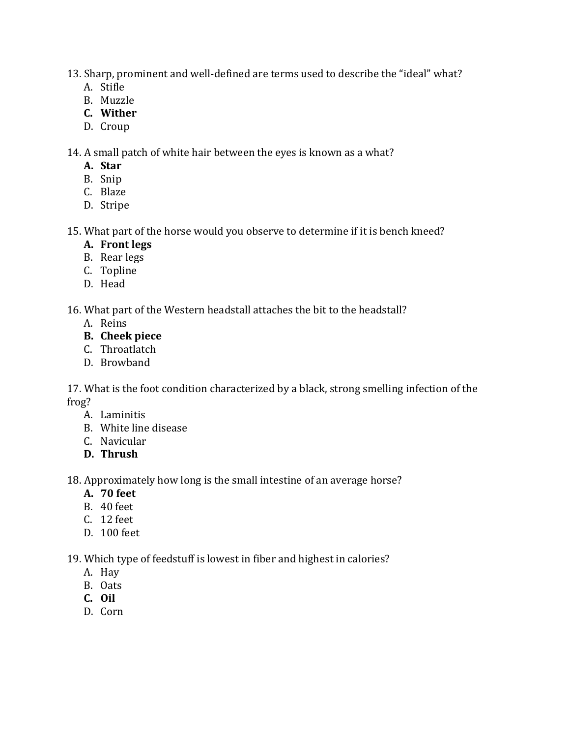13. Sharp, prominent and well-defined are terms used to describe the "ideal" what?
    A. Stifle
    B. Muzzle
    **C. Wither**
    D. Croup

14. A small patch of white hair between the eyes is known as a what?
    **A. Star**
    B. Snip
    C. Blaze
    D. Stripe

15. What part of the horse would you observe to determine if it is bench kneed?
    **A. Front legs**
    B. Rear legs
    C. Topline
    D. Head

16. What part of the Western headstall attaches the bit to the headstall?
    A. Reins
    **B. Cheek piece**
    C. Throatlatch
    D. Browband

17. What is the foot condition characterized by a black, strong smelling infection of the frog?
    A. Laminitis
    B. White line disease
    C. Navicular
    **D. Thrush**

18. Approximately how long is the small intestine of an average horse?
    **A. 70 feet**
    B. 40 feet
    C. 12 feet
    D. 100 feet

19. Which type of feedstuff is lowest in fiber and highest in calories?
    A. Hay
    B. Oats
    **C. Oil**
    D. Corn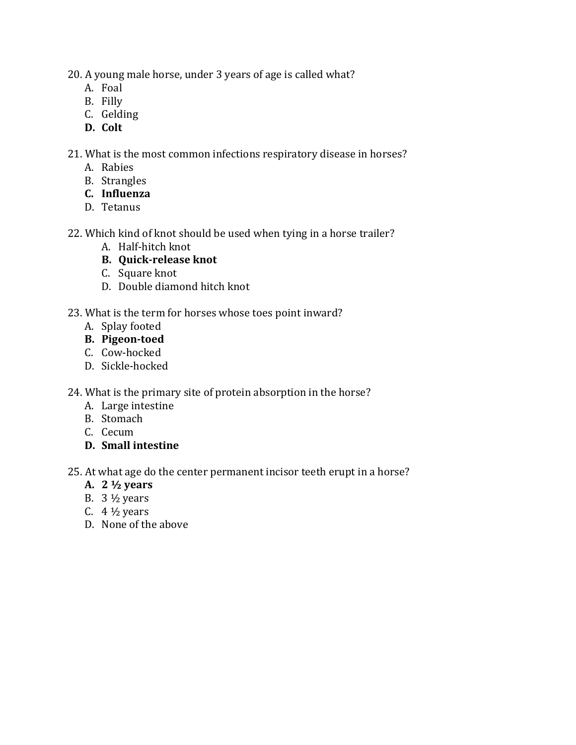20. A young male horse, under 3 years of age is called what?
    A. Foal
    B. Filly
    C. Gelding
    **D. Colt**

21. What is the most common infections respiratory disease in horses?
    A. Rabies
    B. Strangles
    **C. Influenza**
    D. Tetanus

22. Which kind of knot should be used when tying in a horse trailer?
    A. Half-hitch knot
    **B. Quick-release knot**
    C. Square knot
    D. Double diamond hitch knot

23. What is the term for horses whose toes point inward?
    A. Splay footed
    **B. Pigeon-toed**
    C. Cow-hocked
    D. Sickle-hocked

24. What is the primary site of protein absorption in the horse?
    A. Large intestine
    B. Stomach
    C. Cecum
    **D. Small intestine**

25. At what age do the center permanent incisor teeth erupt in a horse?
    **A. 2 ½ years**
    B. 3 ½ years
    C. 4 ½ years
    D. None of the above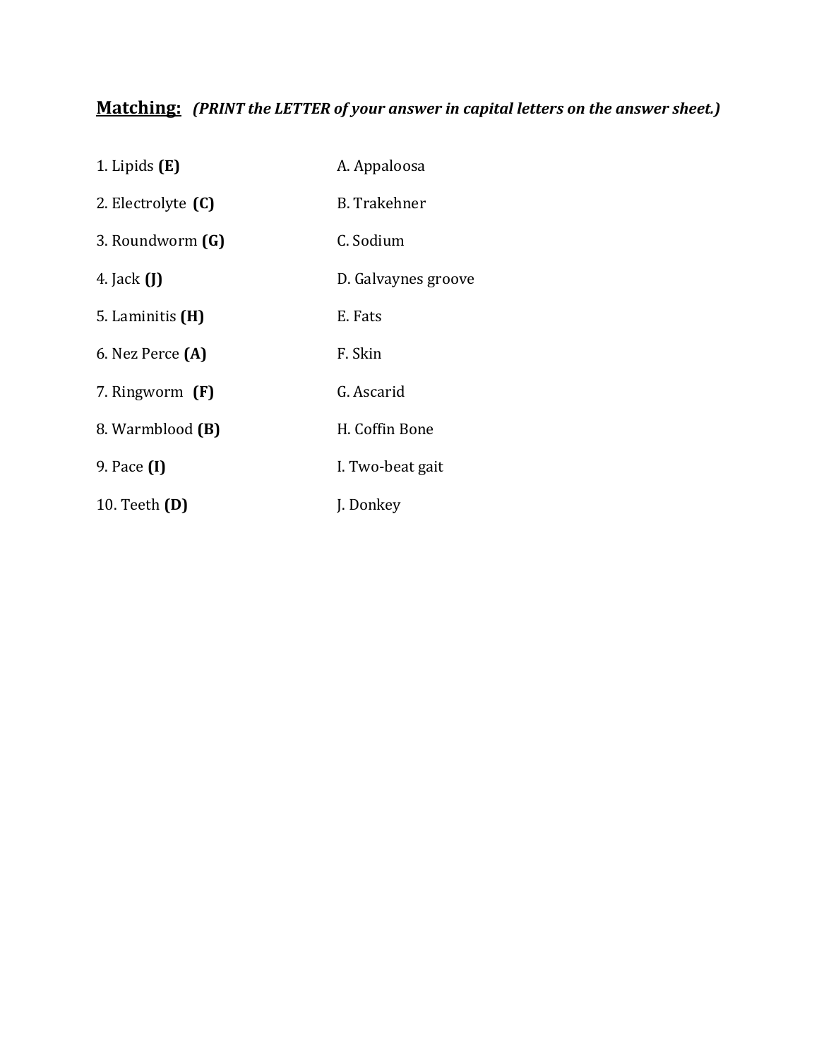**Matching:** ***(PRINT the LETTER of your answer in capital letters on the answer sheet.)***

| | |
|---|---|
| 1. Lipids **(E)** | A. Appaloosa |
| 2. Electrolyte **(C)** | B. Trakehner |
| 3. Roundworm **(G)** | C. Sodium |
| 4. Jack **(J)** | D. Galvaynes groove |
| 5. Laminitis **(H)** | E. Fats |
| 6. Nez Perce **(A)** | F. Skin |
| 7. Ringworm **(F)** | G. Ascarid |
| 8. Warmblood **(B)** | H. Coffin Bone |
| 9. Pace **(I)** | I. Two-beat gait |
| 10. Teeth **(D)** | J. Donkey |